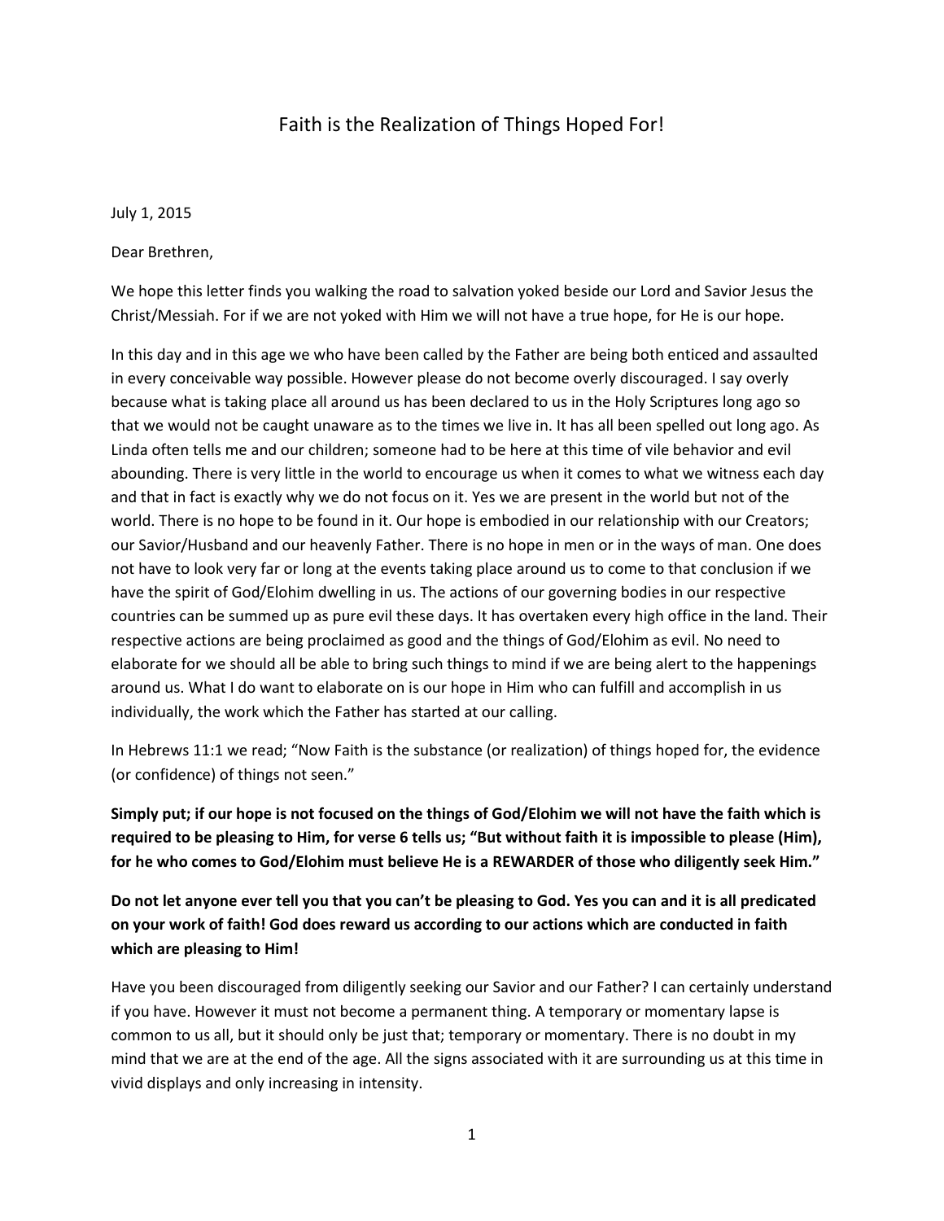# Faith is the Realization of Things Hoped For!

July 1, 2015

Dear Brethren,

We hope this letter finds you walking the road to salvation yoked beside our Lord and Savior Jesus the Christ/Messiah. For if we are not yoked with Him we will not have a true hope, for He is our hope.

In this day and in this age we who have been called by the Father are being both enticed and assaulted in every conceivable way possible. However please do not become overly discouraged. I say overly because what is taking place all around us has been declared to us in the Holy Scriptures long ago so that we would not be caught unaware as to the times we live in. It has all been spelled out long ago. As Linda often tells me and our children; someone had to be here at this time of vile behavior and evil abounding. There is very little in the world to encourage us when it comes to what we witness each day and that in fact is exactly why we do not focus on it. Yes we are present in the world but not of the world. There is no hope to be found in it. Our hope is embodied in our relationship with our Creators; our Savior/Husband and our heavenly Father. There is no hope in men or in the ways of man. One does not have to look very far or long at the events taking place around us to come to that conclusion if we have the spirit of God/Elohim dwelling in us. The actions of our governing bodies in our respective countries can be summed up as pure evil these days. It has overtaken every high office in the land. Their respective actions are being proclaimed as good and the things of God/Elohim as evil. No need to elaborate for we should all be able to bring such things to mind if we are being alert to the happenings around us. What I do want to elaborate on is our hope in Him who can fulfill and accomplish in us individually, the work which the Father has started at our calling.

In Hebrews 11:1 we read; "Now Faith is the substance (or realization) of things hoped for, the evidence (or confidence) of things not seen."

**Simply put; if our hope is not focused on the things of God/Elohim we will not have the faith which is required to be pleasing to Him, for verse 6 tells us; "But without faith it is impossible to please (Him), for he who comes to God/Elohim must believe He is a REWARDER of those who diligently seek Him."**

**Do not let anyone ever tell you that you can't be pleasing to God. Yes you can and it is all predicated on your work of faith! God does reward us according to our actions which are conducted in faith which are pleasing to Him!**

Have you been discouraged from diligently seeking our Savior and our Father? I can certainly understand if you have. However it must not become a permanent thing. A temporary or momentary lapse is common to us all, but it should only be just that; temporary or momentary. There is no doubt in my mind that we are at the end of the age. All the signs associated with it are surrounding us at this time in vivid displays and only increasing in intensity.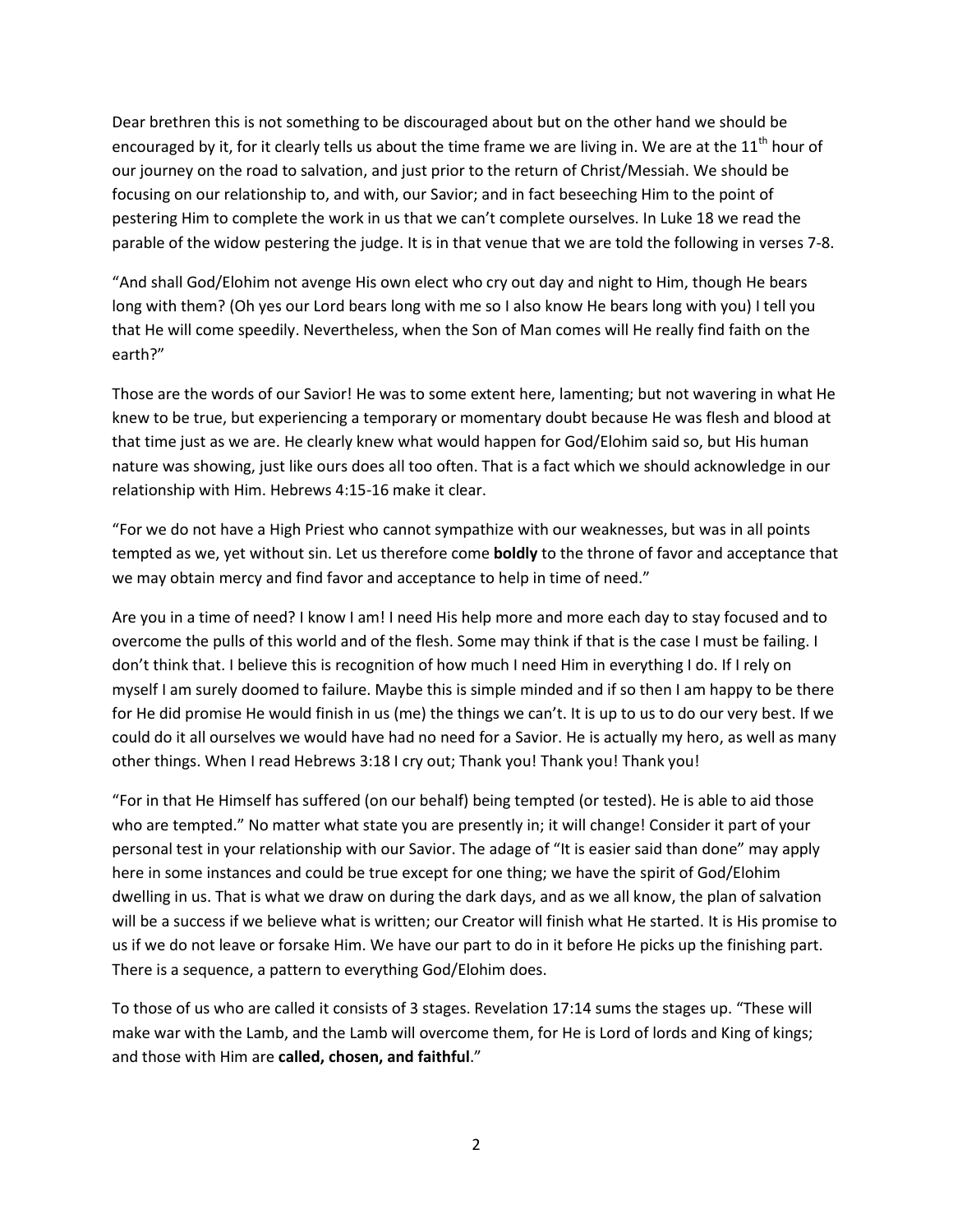Dear brethren this is not something to be discouraged about but on the other hand we should be encouraged by it, for it clearly tells us about the time frame we are living in. We are at the 11th hour of our journey on the road to salvation, and just prior to the return of Christ/Messiah. We should be focusing on our relationship to, and with, our Savior; and in fact beseeching Him to the point of pestering Him to complete the work in us that we can't complete ourselves. In Luke 18 we read the parable of the widow pestering the judge. It is in that venue that we are told the following in verses 7-8.

"And shall God/Elohim not avenge His own elect who cry out day and night to Him, though He bears long with them? (Oh yes our Lord bears long with me so I also know He bears long with you) I tell you that He will come speedily. Nevertheless, when the Son of Man comes will He really find faith on the earth?"

Those are the words of our Savior! He was to some extent here, lamenting; but not wavering in what He knew to be true, but experiencing a temporary or momentary doubt because He was flesh and blood at that time just as we are. He clearly knew what would happen for God/Elohim said so, but His human nature was showing, just like ours does all too often. That is a fact which we should acknowledge in our relationship with Him. Hebrews 4:15-16 make it clear.

"For we do not have a High Priest who cannot sympathize with our weaknesses, but was in all points tempted as we, yet without sin. Let us therefore come **boldly** to the throne of favor and acceptance that we may obtain mercy and find favor and acceptance to help in time of need."

Are you in a time of need? I know I am! I need His help more and more each day to stay focused and to overcome the pulls of this world and of the flesh. Some may think if that is the case I must be failing. I don't think that. I believe this is recognition of how much I need Him in everything I do. If I rely on myself I am surely doomed to failure. Maybe this is simple minded and if so then I am happy to be there for He did promise He would finish in us (me) the things we can't. It is up to us to do our very best. If we could do it all ourselves we would have had no need for a Savior. He is actually my hero, as well as many other things. When I read Hebrews 3:18 I cry out; Thank you! Thank you! Thank you!

"For in that He Himself has suffered (on our behalf) being tempted (or tested). He is able to aid those who are tempted." No matter what state you are presently in; it will change! Consider it part of your personal test in your relationship with our Savior. The adage of "It is easier said than done" may apply here in some instances and could be true except for one thing; we have the spirit of God/Elohim dwelling in us. That is what we draw on during the dark days, and as we all know, the plan of salvation will be a success if we believe what is written; our Creator will finish what He started. It is His promise to us if we do not leave or forsake Him. We have our part to do in it before He picks up the finishing part. There is a sequence, a pattern to everything God/Elohim does.

To those of us who are called it consists of 3 stages. Revelation 17:14 sums the stages up. "These will make war with the Lamb, and the Lamb will overcome them, for He is Lord of lords and King of kings; and those with Him are **called, chosen, and faithful**."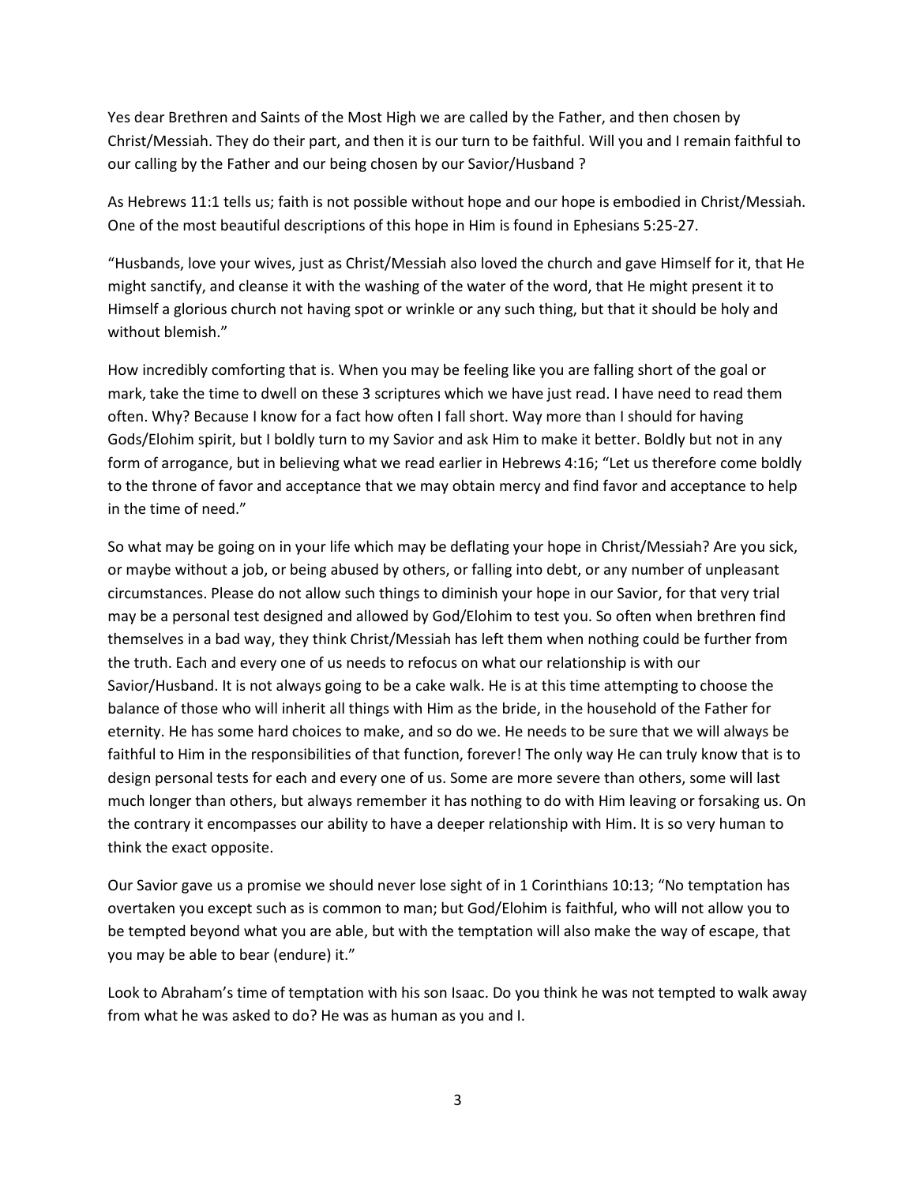Yes dear Brethren and Saints of the Most High we are called by the Father, and then chosen by Christ/Messiah. They do their part, and then it is our turn to be faithful. Will you and I remain faithful to our calling by the Father and our being chosen by our Savior/Husband ?

As Hebrews 11:1 tells us; faith is not possible without hope and our hope is embodied in Christ/Messiah. One of the most beautiful descriptions of this hope in Him is found in Ephesians 5:25-27.

"Husbands, love your wives, just as Christ/Messiah also loved the church and gave Himself for it, that He might sanctify, and cleanse it with the washing of the water of the word, that He might present it to Himself a glorious church not having spot or wrinkle or any such thing, but that it should be holy and without blemish."

How incredibly comforting that is. When you may be feeling like you are falling short of the goal or mark, take the time to dwell on these 3 scriptures which we have just read. I have need to read them often. Why? Because I know for a fact how often I fall short. Way more than I should for having Gods/Elohim spirit, but I boldly turn to my Savior and ask Him to make it better. Boldly but not in any form of arrogance, but in believing what we read earlier in Hebrews 4:16; "Let us therefore come boldly to the throne of favor and acceptance that we may obtain mercy and find favor and acceptance to help in the time of need."

So what may be going on in your life which may be deflating your hope in Christ/Messiah? Are you sick, or maybe without a job, or being abused by others, or falling into debt, or any number of unpleasant circumstances. Please do not allow such things to diminish your hope in our Savior, for that very trial may be a personal test designed and allowed by God/Elohim to test you. So often when brethren find themselves in a bad way, they think Christ/Messiah has left them when nothing could be further from the truth. Each and every one of us needs to refocus on what our relationship is with our Savior/Husband. It is not always going to be a cake walk. He is at this time attempting to choose the balance of those who will inherit all things with Him as the bride, in the household of the Father for eternity. He has some hard choices to make, and so do we. He needs to be sure that we will always be faithful to Him in the responsibilities of that function, forever! The only way He can truly know that is to design personal tests for each and every one of us. Some are more severe than others, some will last much longer than others, but always remember it has nothing to do with Him leaving or forsaking us. On the contrary it encompasses our ability to have a deeper relationship with Him. It is so very human to think the exact opposite.

Our Savior gave us a promise we should never lose sight of in 1 Corinthians 10:13; "No temptation has overtaken you except such as is common to man; but God/Elohim is faithful, who will not allow you to be tempted beyond what you are able, but with the temptation will also make the way of escape, that you may be able to bear (endure) it."

Look to Abraham's time of temptation with his son Isaac. Do you think he was not tempted to walk away from what he was asked to do? He was as human as you and I.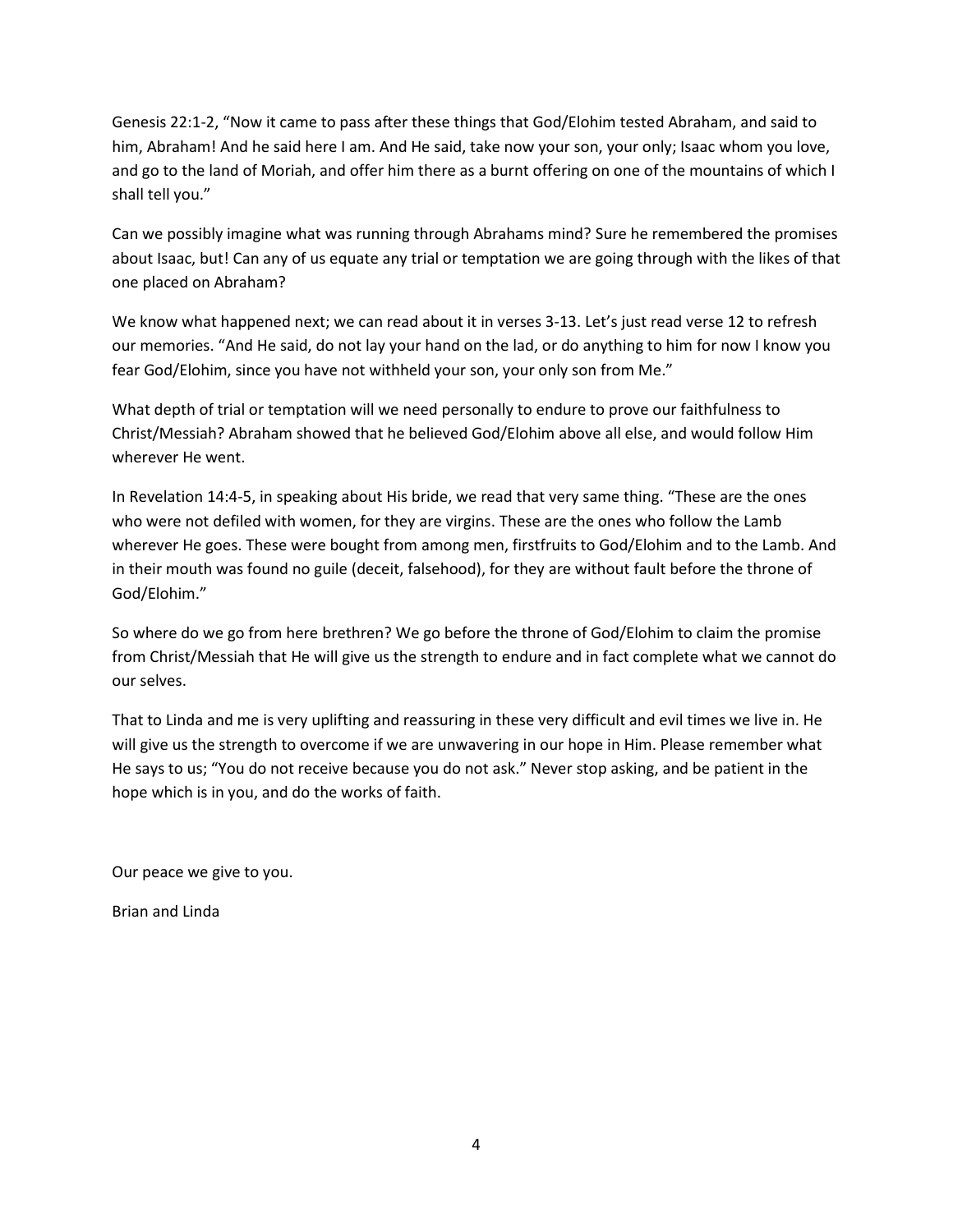Genesis 22:1-2, "Now it came to pass after these things that God/Elohim tested Abraham, and said to him, Abraham! And he said here I am. And He said, take now your son, your only; Isaac whom you love, and go to the land of Moriah, and offer him there as a burnt offering on one of the mountains of which I shall tell you."

Can we possibly imagine what was running through Abrahams mind? Sure he remembered the promises about Isaac, but! Can any of us equate any trial or temptation we are going through with the likes of that one placed on Abraham?

We know what happened next; we can read about it in verses 3-13. Let's just read verse 12 to refresh our memories. "And He said, do not lay your hand on the lad, or do anything to him for now I know you fear God/Elohim, since you have not withheld your son, your only son from Me."

What depth of trial or temptation will we need personally to endure to prove our faithfulness to Christ/Messiah? Abraham showed that he believed God/Elohim above all else, and would follow Him wherever He went.

In Revelation 14:4-5, in speaking about His bride, we read that very same thing. "These are the ones who were not defiled with women, for they are virgins. These are the ones who follow the Lamb wherever He goes. These were bought from among men, firstfruits to God/Elohim and to the Lamb. And in their mouth was found no guile (deceit, falsehood), for they are without fault before the throne of God/Elohim."

So where do we go from here brethren? We go before the throne of God/Elohim to claim the promise from Christ/Messiah that He will give us the strength to endure and in fact complete what we cannot do our selves.

That to Linda and me is very uplifting and reassuring in these very difficult and evil times we live in. He will give us the strength to overcome if we are unwavering in our hope in Him. Please remember what He says to us; "You do not receive because you do not ask." Never stop asking, and be patient in the hope which is in you, and do the works of faith.

Our peace we give to you.

Brian and Linda